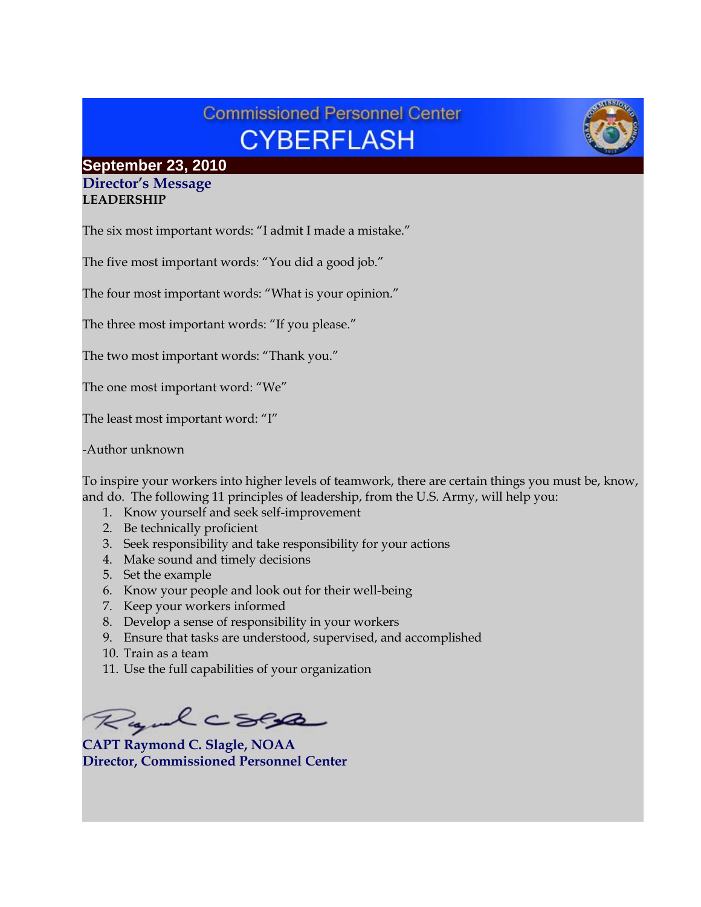# Commissioned Personnel Center
# CYBERFLASH

**September 23, 2010**

## Director's Message

**LEADERSHIP**

The six most important words: "I admit I made a mistake."

The five most important words: "You did a good job."

The four most important words: "What is your opinion."

The three most important words: "If you please."

The two most important words: "Thank you."

The one most important word: "We"

The least most important word: "I"

-Author unknown

To inspire your workers into higher levels of teamwork, there are certain things you must be, know, and do. The following 11 principles of leadership, from the U.S. Army, will help you:

1. Know yourself and seek self-improvement
2. Be technically proficient
3. Seek responsibility and take responsibility for your actions
4. Make sound and timely decisions
5. Set the example
6. Know your people and look out for their well-being
7. Keep your workers informed
8. Develop a sense of responsibility in your workers
9. Ensure that tasks are understood, supervised, and accomplished
10. Train as a team
11. Use the full capabilities of your organization

**CAPT Raymond C. Slagle, NOAA**
**Director, Commissioned Personnel Center**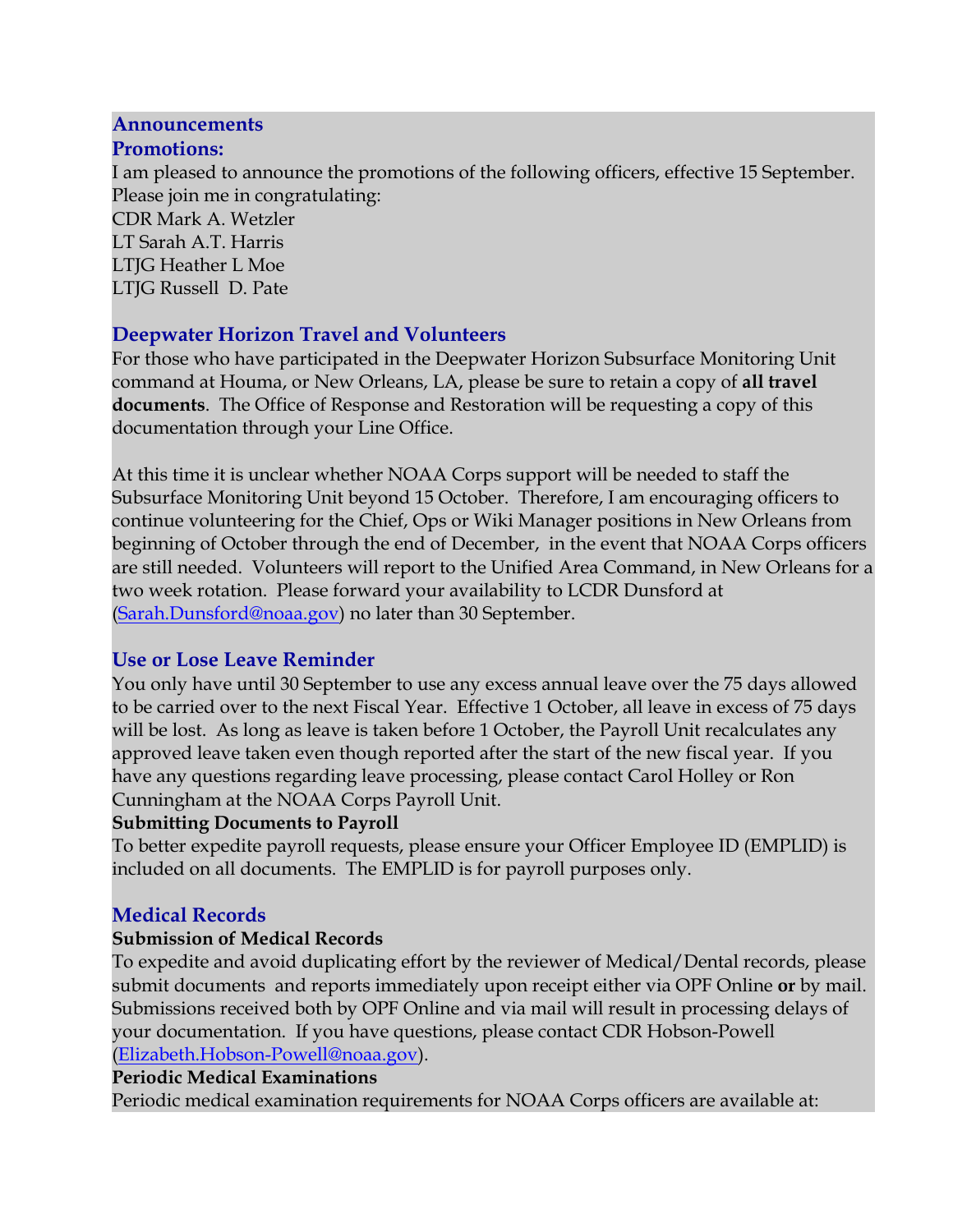## Announcements

### Promotions:

I am pleased to announce the promotions of the following officers, effective 15 September. Please join me in congratulating:

CDR Mark A. Wetzler
LT Sarah A.T. Harris
LTJG Heather L Moe
LTJG Russell D. Pate

### Deepwater Horizon Travel and Volunteers

For those who have participated in the Deepwater Horizon Subsurface Monitoring Unit command at Houma, or New Orleans, LA, please be sure to retain a copy of **all travel documents**. The Office of Response and Restoration will be requesting a copy of this documentation through your Line Office.

At this time it is unclear whether NOAA Corps support will be needed to staff the Subsurface Monitoring Unit beyond 15 October. Therefore, I am encouraging officers to continue volunteering for the Chief, Ops or Wiki Manager positions in New Orleans from beginning of October through the end of December, in the event that NOAA Corps officers are still needed. Volunteers will report to the Unified Area Command, in New Orleans for a two week rotation. Please forward your availability to LCDR Dunsford at (Sarah.Dunsford@noaa.gov) no later than 30 September.

### Use or Lose Leave Reminder

You only have until 30 September to use any excess annual leave over the 75 days allowed to be carried over to the next Fiscal Year. Effective 1 October, all leave in excess of 75 days will be lost. As long as leave is taken before 1 October, the Payroll Unit recalculates any approved leave taken even though reported after the start of the new fiscal year. If you have any questions regarding leave processing, please contact Carol Holley or Ron Cunningham at the NOAA Corps Payroll Unit.

**Submitting Documents to Payroll**

To better expedite payroll requests, please ensure your Officer Employee ID (EMPLID) is included on all documents. The EMPLID is for payroll purposes only.

### Medical Records

**Submission of Medical Records**

To expedite and avoid duplicating effort by the reviewer of Medical/Dental records, please submit documents and reports immediately upon receipt either via OPF Online **or** by mail. Submissions received both by OPF Online and via mail will result in processing delays of your documentation. If you have questions, please contact CDR Hobson-Powell (Elizabeth.Hobson-Powell@noaa.gov).

**Periodic Medical Examinations**

Periodic medical examination requirements for NOAA Corps officers are available at: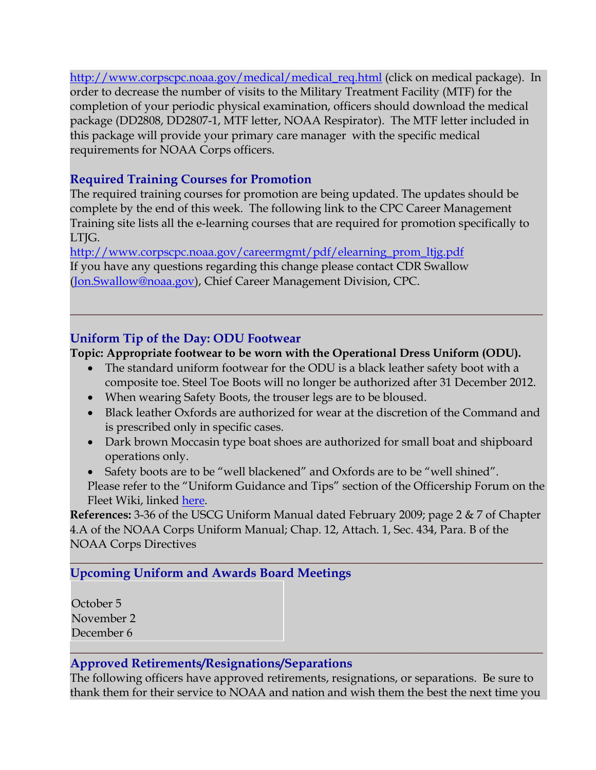http://www.corpscpc.noaa.gov/medical/medical_req.html (click on medical package). In order to decrease the number of visits to the Military Treatment Facility (MTF) for the completion of your periodic physical examination, officers should download the medical package (DD2808, DD2807-1, MTF letter, NOAA Respirator). The MTF letter included in this package will provide your primary care manager with the specific medical requirements for NOAA Corps officers.

### Required Training Courses for Promotion

The required training courses for promotion are being updated. The updates should be complete by the end of this week. The following link to the CPC Career Management Training site lists all the e-learning courses that are required for promotion specifically to LTJG.
http://www.corpscpc.noaa.gov/careermgmt/pdf/elearning_prom_ltjg.pdf
If you have any questions regarding this change please contact CDR Swallow (Jon.Swallow@noaa.gov), Chief Career Management Division, CPC.

---

### Uniform Tip of the Day: ODU Footwear

**Topic: Appropriate footwear to be worn with the Operational Dress Uniform (ODU).**

- The standard uniform footwear for the ODU is a black leather safety boot with a composite toe. Steel Toe Boots will no longer be authorized after 31 December 2012.
- When wearing Safety Boots, the trouser legs are to be bloused.
- Black leather Oxfords are authorized for wear at the discretion of the Command and is prescribed only in specific cases.
- Dark brown Moccasin type boat shoes are authorized for small boat and shipboard operations only.
- Safety boots are to be "well blackened" and Oxfords are to be "well shined".

Please refer to the "Uniform Guidance and Tips" section of the Officership Forum on the Fleet Wiki, linked here.

**References:** 3-36 of the USCG Uniform Manual dated February 2009; page 2 & 7 of Chapter 4.A of the NOAA Corps Uniform Manual; Chap. 12, Attach. 1, Sec. 434, Para. B of the NOAA Corps Directives

---

### Upcoming Uniform and Awards Board Meetings

October 5
November 2
December 6

---

### Approved Retirements/Resignations/Separations

The following officers have approved retirements, resignations, or separations. Be sure to thank them for their service to NOAA and nation and wish them the best the next time you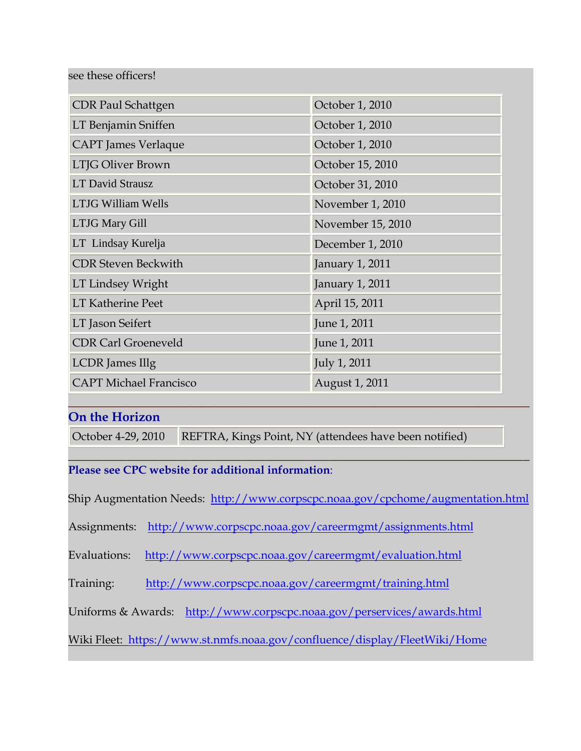see these officers!

| | |
|---|---|
| CDR Paul Schattgen | October 1, 2010 |
| LT Benjamin Sniffen | October 1, 2010 |
| CAPT James Verlaque | October 1, 2010 |
| LTJG Oliver Brown | October 15, 2010 |
| LT David Strausz | October 31, 2010 |
| LTJG William Wells | November 1, 2010 |
| LTJG Mary Gill | November 15, 2010 |
| LT Lindsay Kurelja | December 1, 2010 |
| CDR Steven Beckwith | January 1, 2011 |
| LT Lindsey Wright | January 1, 2011 |
| LT Katherine Peet | April 15, 2011 |
| LT Jason Seifert | June 1, 2011 |
| CDR Carl Groeneveld | June 1, 2011 |
| LCDR James Illg | July 1, 2011 |
| CAPT Michael Francisco | August 1, 2011 |

---

## On the Horizon

| | |
|---|---|
| October 4-29, 2010 | REFTRA, Kings Point, NY (attendees have been notified) |

---

**Please see CPC website for additional information**:

Ship Augmentation Needs: http://www.corpscpc.noaa.gov/cpchome/augmentation.html

Assignments: http://www.corpscpc.noaa.gov/careermgmt/assignments.html

Evaluations: http://www.corpscpc.noaa.gov/careermgmt/evaluation.html

Training: http://www.corpscpc.noaa.gov/careermgmt/training.html

Uniforms & Awards: http://www.corpscpc.noaa.gov/perservices/awards.html

Wiki Fleet: https://www.st.nmfs.noaa.gov/confluence/display/FleetWiki/Home